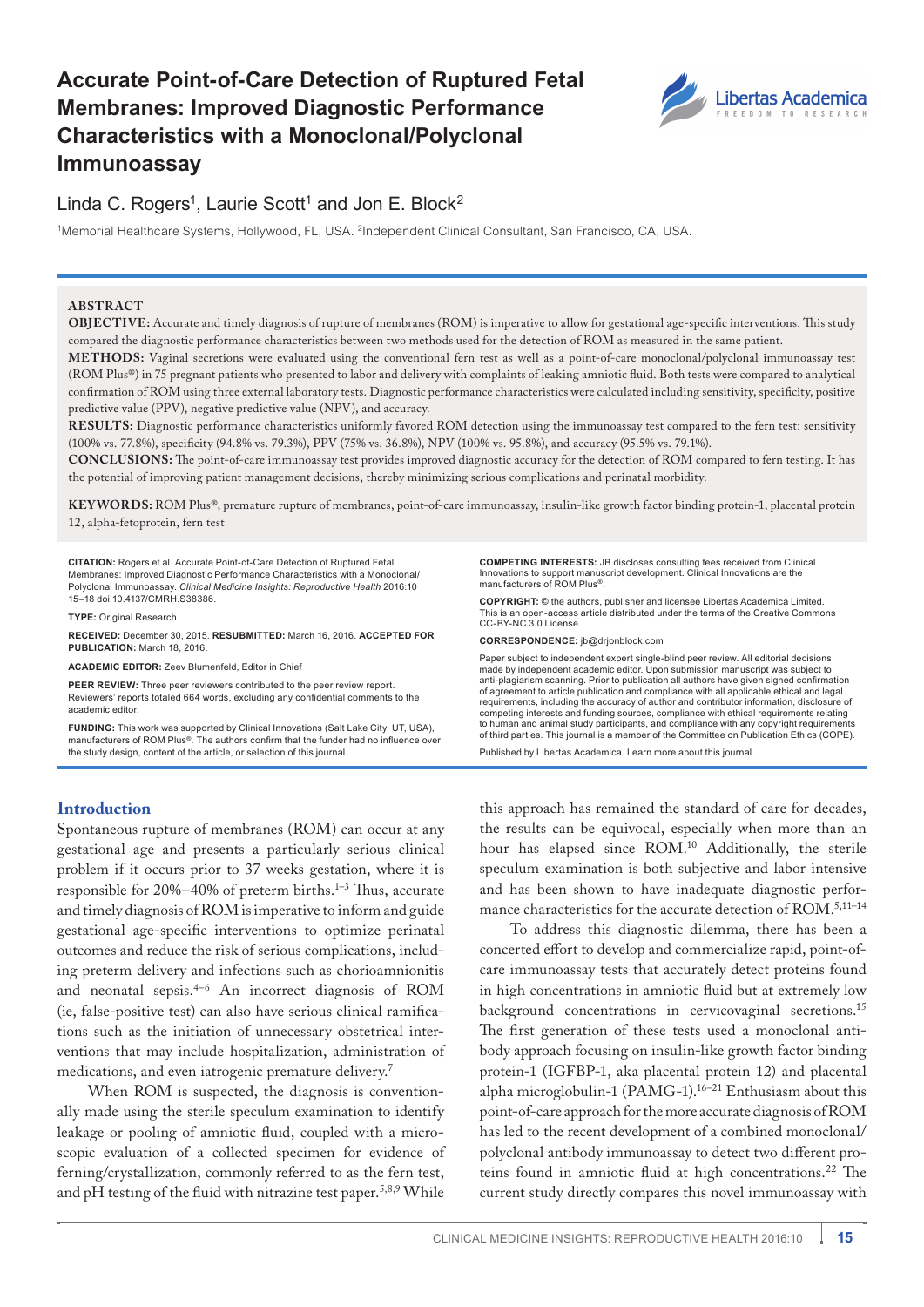# Accurate Point-of-Care Detection of Ruptured Fetal Membranes: Improved Diagnostic Performance Characteristics with a Monoclonal/Polyclonal Immunoassay

Linda C. Rogers[1], Laurie Scott[1] and Jon E. Block[2]

[1]Memorial Healthcare Systems, Hollywood, FL, USA. [2]Independent Clinical Consultant, San Francisco, CA, USA.

## Abstract

**OBJECTIVE:** Accurate and timely diagnosis of rupture of membranes (ROM) is imperative to allow for gestational age-specific interventions. This study compared the diagnostic performance characteristics between two methods used for the detection of ROM as measured in the same patient.

**METHODS:** Vaginal secretions were evaluated using the conventional fern test as well as a point-of-care monoclonal/polyclonal immunoassay test (ROM Plus®) in 75 pregnant patients who presented to labor and delivery with complaints of leaking amniotic fluid. Both tests were compared to analytical confirmation of ROM using three external laboratory tests. Diagnostic performance characteristics were calculated including sensitivity, specificity, positive predictive value (PPV), negative predictive value (NPV), and accuracy.

**RESULTS:** Diagnostic performance characteristics uniformly favored ROM detection using the immunoassay test compared to the fern test: sensitivity (100% vs. 77.8%), specificity (94.8% vs. 79.3%), PPV (75% vs. 36.8%), NPV (100% vs. 95.8%), and accuracy (95.5% vs. 79.1%).

**CONCLUSIONS:** The point-of-care immunoassay test provides improved diagnostic accuracy for the detection of ROM compared to fern testing. It has the potential of improving patient management decisions, thereby minimizing serious complications and perinatal morbidity.

**KEYWORDS:** ROM Plus®, premature rupture of membranes, point-of-care immunoassay, insulin-like growth factor binding protein-1, placental protein 12, alpha-fetoprotein, fern test

**CITATION:** Rogers et al. Accurate Point-of-Care Detection of Ruptured Fetal Membranes: Improved Diagnostic Performance Characteristics with a Monoclonal/Polyclonal Immunoassay. *Clinical Medicine Insights: Reproductive Health* 2016:10 15–18 doi:10.4137/CMRH.S38386.

**TYPE:** Original Research

**RECEIVED:** December 30, 2015. **RESUBMITTED:** March 16, 2016. **ACCEPTED FOR PUBLICATION:** March 18, 2016.

**ACADEMIC EDITOR:** Zeev Blumenfeld, Editor in Chief

**PEER REVIEW:** Three peer reviewers contributed to the peer review report. Reviewers' reports totaled 664 words, excluding any confidential comments to the academic editor.

**FUNDING:** This work was supported by Clinical Innovations (Salt Lake City, UT, USA), manufacturers of ROM Plus®. The authors confirm that the funder had no influence over the study design, content of the article, or selection of this journal.

**COMPETING INTERESTS:** JB discloses consulting fees received from Clinical Innovations to support manuscript development. Clinical Innovations are the manufacturers of ROM Plus®.

**COPYRIGHT:** © the authors, publisher and licensee Libertas Academica Limited. This is an open-access article distributed under the terms of the Creative Commons CC-BY-NC 3.0 License.

**CORRESPONDENCE:** jb@drjonblock.com

Paper subject to independent expert single-blind peer review. All editorial decisions made by independent academic editor. Upon submission manuscript was subject to anti-plagiarism scanning. Prior to publication all authors have given signed confirmation of agreement to article publication and compliance with all applicable ethical and legal requirements, including the accuracy of author and contributor information, disclosure of competing interests and funding sources, compliance with ethical requirements relating to human and animal study participants, and compliance with any copyright requirements of third parties. This journal is a member of the Committee on Publication Ethics (COPE).

Published by Libertas Academica. Learn more about this journal.

## Introduction

Spontaneous rupture of membranes (ROM) can occur at any gestational age and presents a particularly serious clinical problem if it occurs prior to 37 weeks gestation, where it is responsible for 20%–40% of preterm births.[1–3] Thus, accurate and timely diagnosis of ROM is imperative to inform and guide gestational age-specific interventions to optimize perinatal outcomes and reduce the risk of serious complications, including preterm delivery and infections such as chorioamnionitis and neonatal sepsis.[4–6] An incorrect diagnosis of ROM (ie, false-positive test) can also have serious clinical ramifications such as the initiation of unnecessary obstetrical interventions that may include hospitalization, administration of medications, and even iatrogenic premature delivery.[7]

When ROM is suspected, the diagnosis is conventionally made using the sterile speculum examination to identify leakage or pooling of amniotic fluid, coupled with a microscopic evaluation of a collected specimen for evidence of ferning/crystallization, commonly referred to as the fern test, and pH testing of the fluid with nitrazine test paper.[5,8,9] While this approach has remained the standard of care for decades, the results can be equivocal, especially when more than an hour has elapsed since ROM.[10] Additionally, the sterile speculum examination is both subjective and labor intensive and has been shown to have inadequate diagnostic performance characteristics for the accurate detection of ROM.[5,11–14]

To address this diagnostic dilemma, there has been a concerted effort to develop and commercialize rapid, point-of-care immunoassay tests that accurately detect proteins found in high concentrations in amniotic fluid but at extremely low background concentrations in cervicovaginal secretions.[15] The first generation of these tests used a monoclonal antibody approach focusing on insulin-like growth factor binding protein-1 (IGFBP-1, aka placental protein 12) and placental alpha microglobulin-1 (PAMG-1).[16–21] Enthusiasm about this point-of-care approach for the more accurate diagnosis of ROM has led to the recent development of a combined monoclonal/polyclonal antibody immunoassay to detect two different proteins found in amniotic fluid at high concentrations.[22] The current study directly compares this novel immunoassay with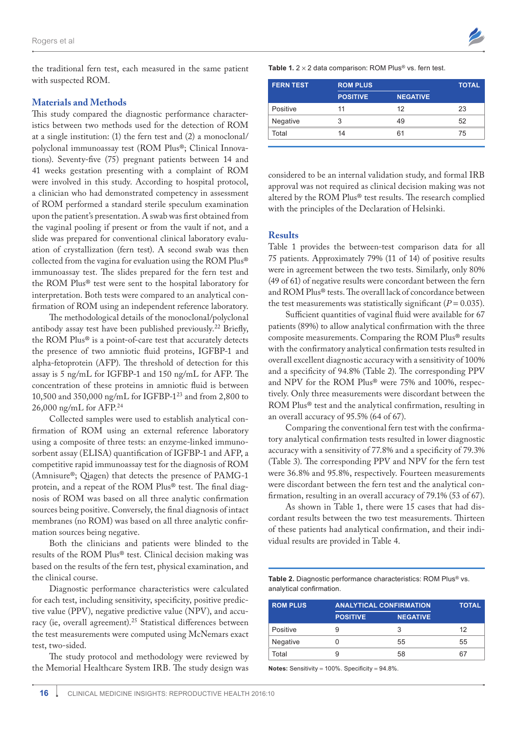the traditional fern test, each measured in the same patient with suspected ROM.

## Materials and Methods

This study compared the diagnostic performance characteristics between two methods used for the detection of ROM at a single institution: (1) the fern test and (2) a monoclonal/polyclonal immunoassay test (ROM Plus®; Clinical Innovations). Seventy-five (75) pregnant patients between 14 and 41 weeks gestation presenting with a complaint of ROM were involved in this study. According to hospital protocol, a clinician who had demonstrated competency in assessment of ROM performed a standard sterile speculum examination upon the patient's presentation. A swab was first obtained from the vaginal pooling if present or from the vault if not, and a slide was prepared for conventional clinical laboratory evaluation of crystallization (fern test). A second swab was then collected from the vagina for evaluation using the ROM Plus® immunoassay test. The slides prepared for the fern test and the ROM Plus® test were sent to the hospital laboratory for interpretation. Both tests were compared to an analytical confirmation of ROM using an independent reference laboratory.

The methodological details of the monoclonal/polyclonal antibody assay test have been published previously.[22] Briefly, the ROM Plus® is a point-of-care test that accurately detects the presence of two amniotic fluid proteins, IGFBP-1 and alpha-fetoprotein (AFP). The threshold of detection for this assay is 5 ng/mL for IGFBP-1 and 150 ng/mL for AFP. The concentration of these proteins in amniotic fluid is between 10,500 and 350,000 ng/mL for IGFBP-1[23] and from 2,800 to 26,000 ng/mL for AFP.[24]

Collected samples were used to establish analytical confirmation of ROM using an external reference laboratory using a composite of three tests: an enzyme-linked immunosorbent assay (ELISA) quantification of IGFBP-1 and AFP, a competitive rapid immunoassay test for the diagnosis of ROM (Amnisure®; Qiagen) that detects the presence of PAMG-1 protein, and a repeat of the ROM Plus® test. The final diagnosis of ROM was based on all three analytic confirmation sources being positive. Conversely, the final diagnosis of intact membranes (no ROM) was based on all three analytic confirmation sources being negative.

Both the clinicians and patients were blinded to the results of the ROM Plus® test. Clinical decision making was based on the results of the fern test, physical examination, and the clinical course.

Diagnostic performance characteristics were calculated for each test, including sensitivity, specificity, positive predictive value (PPV), negative predictive value (NPV), and accuracy (ie, overall agreement).[25] Statistical differences between the test measurements were computed using McNemars exact test, two-sided.

The study protocol and methodology were reviewed by the Memorial Healthcare System IRB. The study design was considered to be an internal validation study, and formal IRB approval was not required as clinical decision making was not altered by the ROM Plus® test results. The research complied with the principles of the Declaration of Helsinki.

**Table 1.** 2 × 2 data comparison: ROM Plus® vs. fern test.

| FERN TEST | ROM PLUS | | TOTAL |
|---|---|---|---|
| | POSITIVE | NEGATIVE | |
| Positive | 11 | 12 | 23 |
| Negative | 3 | 49 | 52 |
| Total | 14 | 61 | 75 |

## Results

Table 1 provides the between-test comparison data for all 75 patients. Approximately 79% (11 of 14) of positive results were in agreement between the two tests. Similarly, only 80% (49 of 61) of negative results were concordant between the fern and ROM Plus® tests. The overall lack of concordance between the test measurements was statistically significant ($P = 0.035$).

Sufficient quantities of vaginal fluid were available for 67 patients (89%) to allow analytical confirmation with the three composite measurements. Comparing the ROM Plus® results with the confirmatory analytical confirmation tests resulted in overall excellent diagnostic accuracy with a sensitivity of 100% and a specificity of 94.8% (Table 2). The corresponding PPV and NPV for the ROM Plus® were 75% and 100%, respectively. Only three measurements were discordant between the ROM Plus® test and the analytical confirmation, resulting in an overall accuracy of 95.5% (64 of 67).

Comparing the conventional fern test with the confirmatory analytical confirmation tests resulted in lower diagnostic accuracy with a sensitivity of 77.8% and a specificity of 79.3% (Table 3). The corresponding PPV and NPV for the fern test were 36.8% and 95.8%, respectively. Fourteen measurements were discordant between the fern test and the analytical confirmation, resulting in an overall accuracy of 79.1% (53 of 67).

As shown in Table 1, there were 15 cases that had discordant results between the two test measurements. Thirteen of these patients had analytical confirmation, and their individual results are provided in Table 4.

**Table 2.** Diagnostic performance characteristics: ROM Plus® vs. analytical confirmation.

| ROM PLUS | ANALYTICAL CONFIRMATION | | TOTAL |
|---|---|---|---|
| | POSITIVE | NEGATIVE | |
| Positive | 9 | 3 | 12 |
| Negative | 0 | 55 | 55 |
| Total | 9 | 58 | 67 |

**Notes:** Sensitivity = 100%. Specificity = 94.8%.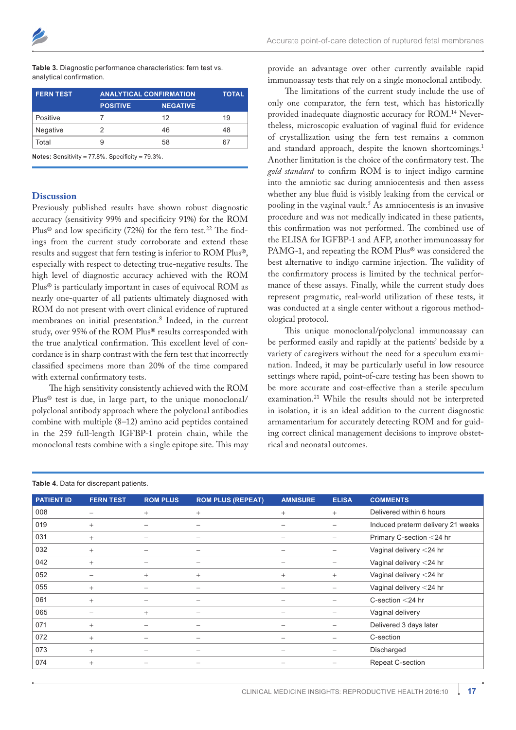Table 3. Diagnostic performance characteristics: fern test vs. analytical confirmation.

| FERN TEST | ANALYTICAL CONFIRMATION | | TOTAL |
|---|---|---|---|
| | POSITIVE | NEGATIVE | |
| Positive | 7 | 12 | 19 |
| Negative | 2 | 46 | 48 |
| Total | 9 | 58 | 67 |

**Notes:** Sensitivity = 77.8%. Specificity = 79.3%.

## Discussion

Previously published results have shown robust diagnostic accuracy (sensitivity 99% and specificity 91%) for the ROM Plus® and low specificity (72%) for the fern test.[22] The findings from the current study corroborate and extend these results and suggest that fern testing is inferior to ROM Plus®, especially with respect to detecting true-negative results. The high level of diagnostic accuracy achieved with the ROM Plus® is particularly important in cases of equivocal ROM as nearly one-quarter of all patients ultimately diagnosed with ROM do not present with overt clinical evidence of ruptured membranes on initial presentation.[8] Indeed, in the current study, over 95% of the ROM Plus® results corresponded with the true analytical confirmation. This excellent level of concordance is in sharp contrast with the fern test that incorrectly classified specimens more than 20% of the time compared with external confirmatory tests.

The high sensitivity consistently achieved with the ROM Plus® test is due, in large part, to the unique monoclonal/polyclonal antibody approach where the polyclonal antibodies combine with multiple (8–12) amino acid peptides contained in the 259 full-length IGFBP-1 protein chain, while the monoclonal tests combine with a single epitope site. This may provide an advantage over other currently available rapid immunoassay tests that rely on a single monoclonal antibody.

The limitations of the current study include the use of only one comparator, the fern test, which has historically provided inadequate diagnostic accuracy for ROM.[14] Nevertheless, microscopic evaluation of vaginal fluid for evidence of crystallization using the fern test remains a common and standard approach, despite the known shortcomings.[1] Another limitation is the choice of the confirmatory test. The *gold standard* to confirm ROM is to inject indigo carmine into the amniotic sac during amniocentesis and then assess whether any blue fluid is visibly leaking from the cervical or pooling in the vaginal vault.[5] As amniocentesis is an invasive procedure and was not medically indicated in these patients, this confirmation was not performed. The combined use of the ELISA for IGFBP-1 and AFP, another immunoassay for PAMG-1, and repeating the ROM Plus® was considered the best alternative to indigo carmine injection. The validity of the confirmatory process is limited by the technical performance of these assays. Finally, while the current study does represent pragmatic, real-world utilization of these tests, it was conducted at a single center without a rigorous methodological protocol.

This unique monoclonal/polyclonal immunoassay can be performed easily and rapidly at the patients' bedside by a variety of caregivers without the need for a speculum examination. Indeed, it may be particularly useful in low resource settings where rapid, point-of-care testing has been shown to be more accurate and cost-effective than a sterile speculum examination.[21] While the results should not be interpreted in isolation, it is an ideal addition to the current diagnostic armamentarium for accurately detecting ROM and for guiding correct clinical management decisions to improve obstetrical and neonatal outcomes.

Table 4. Data for discrepant patients.

| PATIENT ID | FERN TEST | ROM PLUS | ROM PLUS (REPEAT) | AMNISURE | ELISA | COMMENTS |
|---|---|---|---|---|---|---|
| 008 | – | + | + | + | + | Delivered within 6 hours |
| 019 | + | – | – | – | – | Induced preterm delivery 21 weeks |
| 031 | + | – | – | – | – | Primary C-section <24 hr |
| 032 | + | – | – | – | – | Vaginal delivery <24 hr |
| 042 | + | – | – | – | – | Vaginal delivery <24 hr |
| 052 | – | + | + | + | + | Vaginal delivery <24 hr |
| 055 | + | – | – | – | – | Vaginal delivery <24 hr |
| 061 | + | – | – | – | – | C-section <24 hr |
| 065 | – | + | – | – | – | Vaginal delivery |
| 071 | + | – | – | – | – | Delivered 3 days later |
| 072 | + | – | – | – | – | C-section |
| 073 | + | – | – | – | – | Discharged |
| 074 | + | – | – | – | – | Repeat C-section |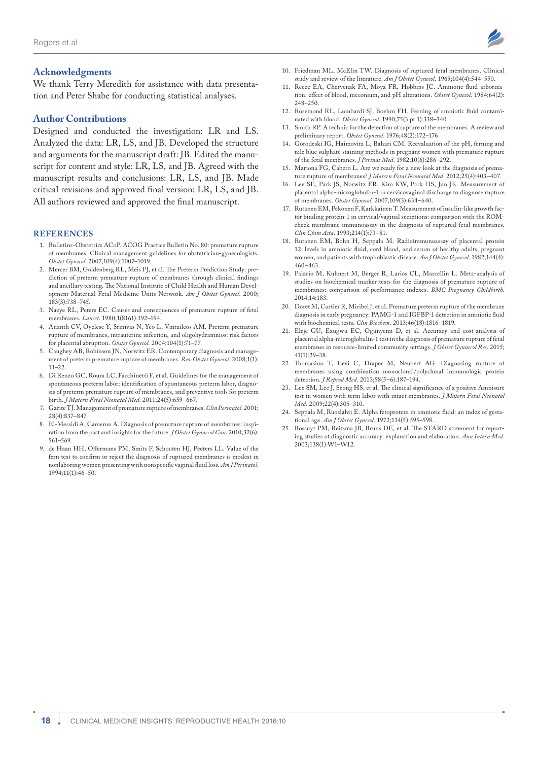## Acknowledgments

We thank Terry Meredith for assistance with data presentation and Peter Shabe for conducting statistical analyses.

## Author Contributions

Designed and conducted the investigation: LR and LS. Analyzed the data: LR, LS, and JB. Developed the structure and arguments for the manuscript draft: JB. Edited the manuscript for content and style: LR, LS, and JB. Agreed with the manuscript results and conclusions: LR, LS, and JB. Made critical revisions and approved final version: LR, LS, and JB. All authors reviewed and approved the final manuscript.

## REFERENCES

1. Bulletins-Obstetrics ACoP. ACOG Practice Bulletin No. 80: premature rupture of membranes. Clinical management guidelines for obstetrician-gynecologists. *Obstet Gynecol*. 2007;109(4):1007–1019.
2. Mercer BM, Goldenberg RL, Meis PJ, et al. The Preterm Prediction Study: prediction of preterm premature rupture of membranes through clinical findings and ancillary testing. The National Institute of Child Health and Human Development Maternal-Fetal Medicine Units Network. *Am J Obstet Gynecol*. 2000; 183(3):738–745.
3. Naeye RL, Peters EC. Causes and consequences of premature rupture of fetal membranes. *Lancet*. 1980;1(8161):192–194.
4. Ananth CV, Oyelese Y, Srinivas N, Yeo L, Vintzileos AM. Preterm premature rupture of membranes, intrauterine infection, and oligohydramnios: risk factors for placental abruption. *Obstet Gynecol*. 2004;104(1):71–77.
5. Caughey AB, Robinson JN, Norwitz ER. Contemporary diagnosis and management of preterm premature rupture of membranes. *Rev Obstet Gynecol*. 2008;1(1): 11–22.
6. Di Renzo GC, Roura LC, Facchinetti F, et al. Guidelines for the management of spontaneous preterm labor: identification of spontaneous preterm labor, diagnosis of preterm premature rupture of membranes, and preventive tools for preterm birth. *J Matern Fetal Neonatal Med*. 2011;24(5):659–667.
7. Garite TJ. Management of premature rupture of membranes. *Clin Perinatol*. 2001; 28(4):837–847.
8. El-Messidi A, Cameron A. Diagnosis of premature rupture of membranes: inspiration from the past and insights for the future. *J Obstet Gynaecol Can*. 2010;32(6): 561–569.
9. de Haan HH, Offermans PM, Smits F, Schouten HJ, Peeters LL. Value of the fern test to confirm or reject the diagnosis of ruptured membranes is modest in nonlaboring women presenting with nonspecific vaginal fluid loss. *Am J Perinatol*. 1994;11(1):46–50.
10. Friedman ML, McElin TW. Diagnosis of ruptured fetal membranes. Clinical study and review of the literature. *Am J Obstet Gynecol*. 1969;104(4):544–550.
11. Reece EA, Chervenak FA, Moya FR, Hobbins JC. Amniotic fluid arborization: effect of blood, meconium, and pH alterations. *Obstet Gynecol*. 1984;64(2): 248–250.
12. Rosemond RL, Lombardi SJ, Boehm FH. Ferning of amniotic fluid contaminated with blood. *Obstet Gynecol*. 1990;75(3 pt 1):338–340.
13. Smith RP. A technic for the detection of rupture of the membranes. A review and preliminary report. *Obstet Gynecol*. 1976;48(2):172–176.
14. Gorodeski IG, Haimovitz L, Bahari CM. Reevaluation of the pH, ferning and nile blue sulphate staining methods in pregnant women with premature rupture of the fetal membranes. *J Perinat Med*. 1982;10(6):286–292.
15. Mariona FG, Cabero L. Are we ready for a new look at the diagnosis of premature rupture of membranes? *J Matern Fetal Neonatal Med*. 2012;25(4):403–407.
16. Lee SE, Park JS, Norwitz ER, Kim KW, Park HS, Jun JK. Measurement of placental alpha-microglobulin-1 in cervicovaginal discharge to diagnose rupture of membranes. *Obstet Gynecol*. 2007;109(3):634–640.
17. Rutanen EM, Pekonen F, Karkkainen T. Measurement of insulin-like growth factor binding protein-1 in cervical/vaginal secretions: comparison with the ROM-check membrane immunoassay in the diagnosis of ruptured fetal membranes. *Clin Chim Acta*. 1993;214(1):73–81.
18. Rutanen EM, Bohn H, Seppala M. Radioimmunoassay of placental protein 12: levels in amniotic fluid, cord blood, and serum of healthy adults, pregnant women, and patients with trophoblastic disease. *Am J Obstet Gynecol*. 1982;144(4): 460–463.
19. Palacio M, Kuhnert M, Berger R, Larios CL, Marcellin L. Meta-analysis of studies on biochemical marker tests for the diagnosis of premature rupture of membranes: comparison of performance indexes. *BMC Pregnancy Childbirth*. 2014;14:183.
20. Doret M, Cartier R, Miribel J, et al. Premature preterm rupture of the membrane diagnosis in early pregnancy: PAMG-1 and IGFBP-1 detection in amniotic fluid with biochemical tests. *Clin Biochem*. 2013;46(18):1816–1819.
21. Eleje GU, Ezugwu EC, Ogunyemi D, et al. Accuracy and cost-analysis of placental alpha-microglobulin-1 test in the diagnosis of premature rupture of fetal membranes in resource-limited community settings. *J Obstet Gynaecol Res*. 2015; 41(1):29–38.
22. Thomasino T, Levi C, Draper M, Neubert AG. Diagnosing rupture of membranes using combination monoclonal/polyclonal immunologic protein detection. *J Reprod Med*. 2013;58(5–6):187–194.
23. Lee SM, Lee J, Seong HS, et al. The clinical significance of a positive Amnisure test in women with term labor with intact membranes. *J Matern Fetal Neonatal Med*. 2009;22(4):305–310.
24. Seppala M, Ruoslahti E. Alpha fetoprotein in amniotic fluid: an index of gestational age. *Am J Obstet Gynecol*. 1972;114(5):595–598.
25. Bossuyt PM, Reitsma JB, Bruns DE, et al. The STARD statement for reporting studies of diagnostic accuracy: explanation and elaboration. *Ann Intern Med*. 2003;138(1):W1–W12.